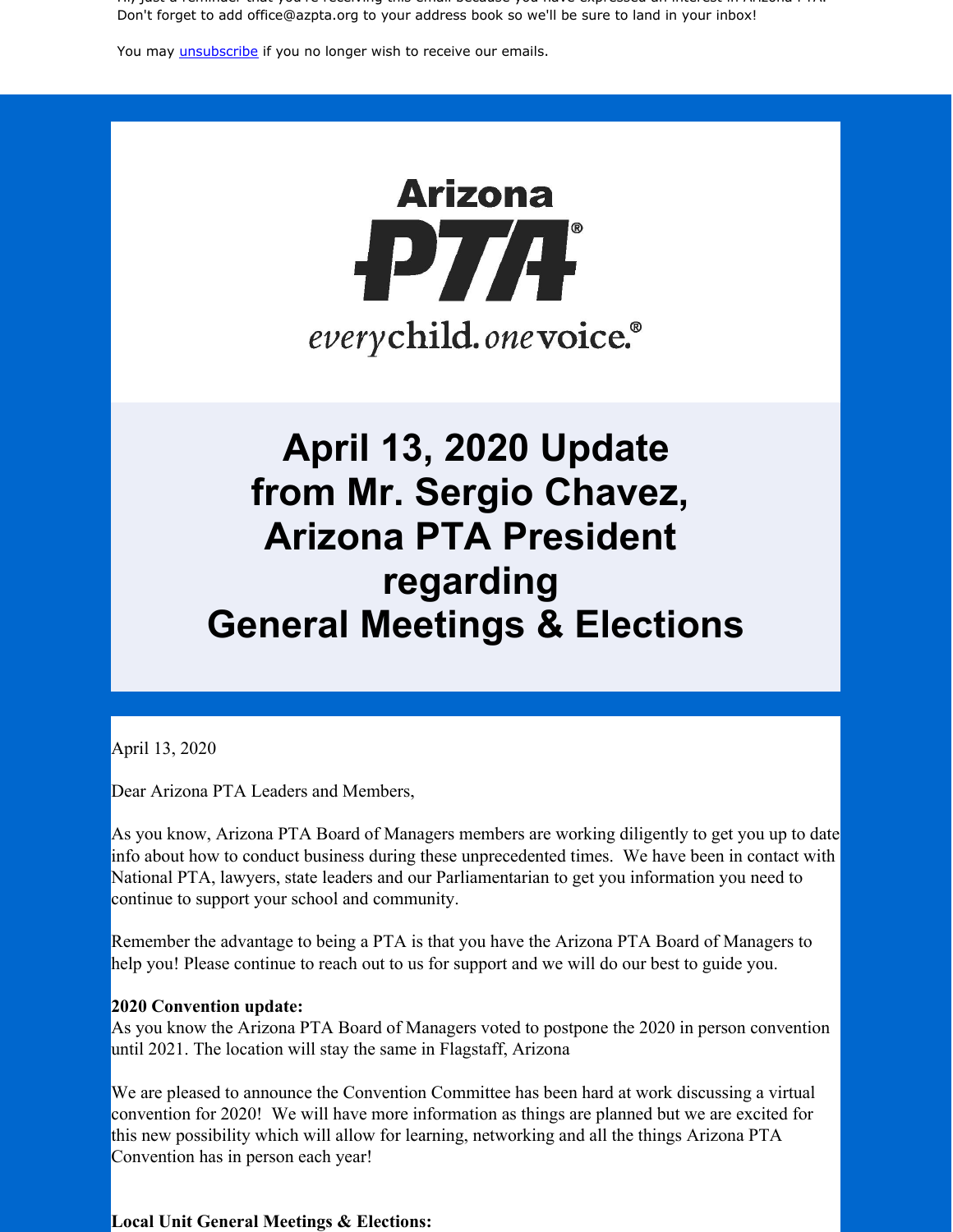Don't forget to add office@azpta.org to your address book so we'll be sure to land in your inbox!

You may unsubscribe if you no longer wish to receive our emails.

Arizona PTA®

everychild. onevoice.®

# April 13, 2020 Update from Mr. Sergio Chavez, Arizona PTA President regarding General Meetings & Elections

April 13, 2020

Dear Arizona PTA Leaders and Members,

As you know, Arizona PTA Board of Managers members are working diligently to get you up to date info about how to conduct business during these unprecedented times. We have been in contact with National PTA, lawyers, state leaders and our Parliamentarian to get you information you need to continue to support your school and community.

Remember the advantage to being a PTA is that you have the Arizona PTA Board of Managers to help you! Please continue to reach out to us for support and we will do our best to guide you.

**2020 Convention update:**
As you know the Arizona PTA Board of Managers voted to postpone the 2020 in person convention until 2021. The location will stay the same in Flagstaff, Arizona

We are pleased to announce the Convention Committee has been hard at work discussing a virtual convention for 2020! We will have more information as things are planned but we are excited for this new possibility which will allow for learning, networking and all the things Arizona PTA Convention has in person each year!

**Local Unit General Meetings & Elections:**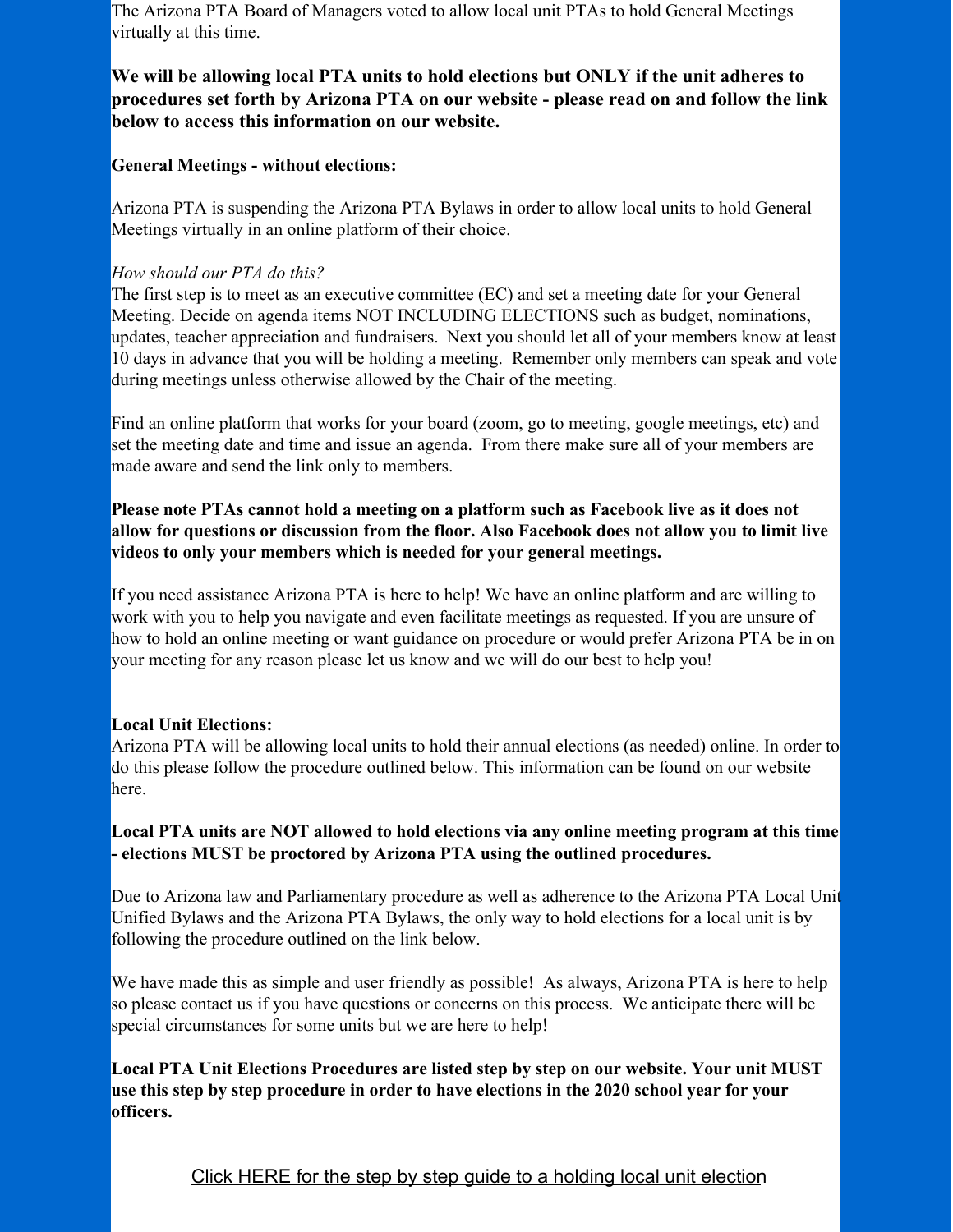The Arizona PTA Board of Managers voted to allow local unit PTAs to hold General Meetings virtually at this time.

**We will be allowing local PTA units to hold elections but ONLY if the unit adheres to procedures set forth by Arizona PTA on our website - please read on and follow the link below to access this information on our website.**

**General Meetings - without elections:**

Arizona PTA is suspending the Arizona PTA Bylaws in order to allow local units to hold General Meetings virtually in an online platform of their choice.

*How should our PTA do this?*
The first step is to meet as an executive committee (EC) and set a meeting date for your General Meeting. Decide on agenda items NOT INCLUDING ELECTIONS such as budget, nominations, updates, teacher appreciation and fundraisers. Next you should let all of your members know at least 10 days in advance that you will be holding a meeting. Remember only members can speak and vote during meetings unless otherwise allowed by the Chair of the meeting.

Find an online platform that works for your board (zoom, go to meeting, google meetings, etc) and set the meeting date and time and issue an agenda. From there make sure all of your members are made aware and send the link only to members.

**Please note PTAs cannot hold a meeting on a platform such as Facebook live as it does not allow for questions or discussion from the floor. Also Facebook does not allow you to limit live videos to only your members which is needed for your general meetings.**

If you need assistance Arizona PTA is here to help! We have an online platform and are willing to work with you to help you navigate and even facilitate meetings as requested. If you are unsure of how to hold an online meeting or want guidance on procedure or would prefer Arizona PTA be in on your meeting for any reason please let us know and we will do our best to help you!

**Local Unit Elections:**
Arizona PTA will be allowing local units to hold their annual elections (as needed) online. In order to do this please follow the procedure outlined below. This information can be found on our website here.

**Local PTA units are NOT allowed to hold elections via any online meeting program at this time - elections MUST be proctored by Arizona PTA using the outlined procedures.**

Due to Arizona law and Parliamentary procedure as well as adherence to the Arizona PTA Local Unit Unified Bylaws and the Arizona PTA Bylaws, the only way to hold elections for a local unit is by following the procedure outlined on the link below.

We have made this as simple and user friendly as possible! As always, Arizona PTA is here to help so please contact us if you have questions or concerns on this process. We anticipate there will be special circumstances for some units but we are here to help!

**Local PTA Unit Elections Procedures are listed step by step on our website. Your unit MUST use this step by step procedure in order to have elections in the 2020 school year for your officers.**

Click HERE for the step by step guide to a holding local unit election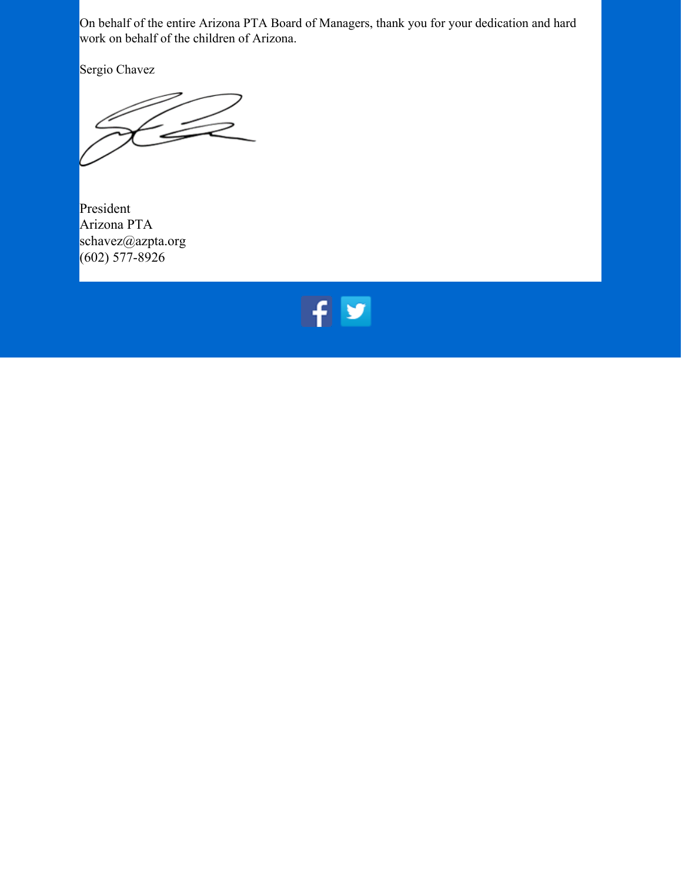On behalf of the entire Arizona PTA Board of Managers, thank you for your dedication and hard work on behalf of the children of Arizona.

Sergio Chavez

President
Arizona PTA
schavez@azpta.org
(602) 577-8926